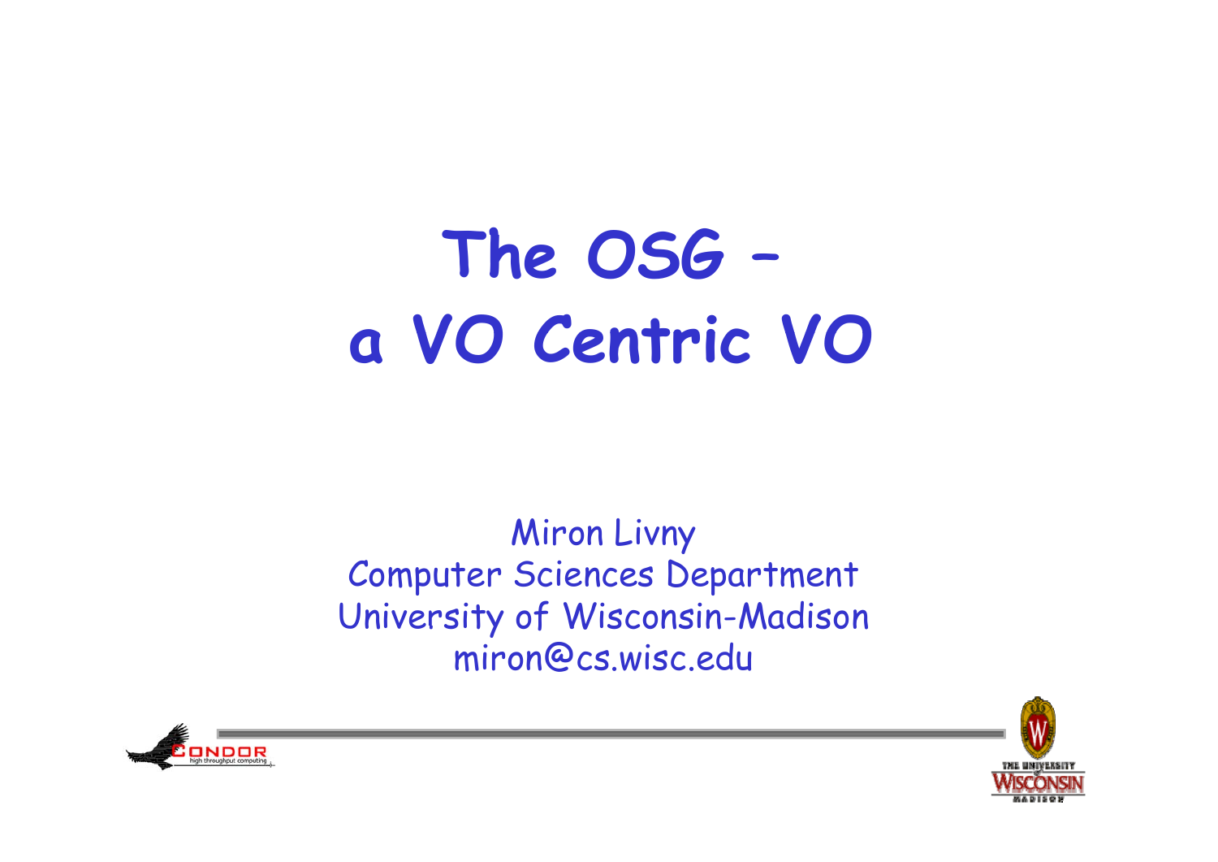# The OSG – a VO Centric VO

Miron Livny
Computer Sciences Department
University of Wisconsin-Madison
miron@cs.wisc.edu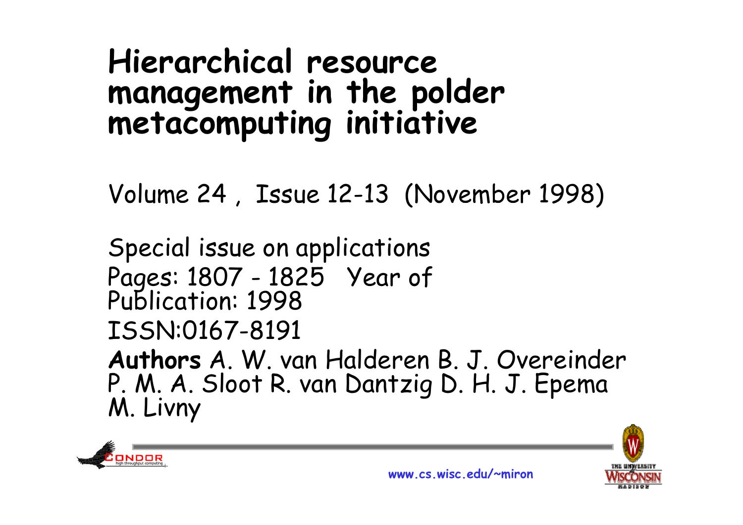# Hierarchical resource management in the polder metacomputing initiative

Volume 24 , Issue 12-13 (November 1998)

Special issue on applications
Pages: 1807 - 1825 Year of Publication: 1998
ISSN:0167-8191
**Authors** A. W. van Halderen B. J. Overeinder P. M. A. Sloot R. van Dantzig D. H. J. Epema M. Livny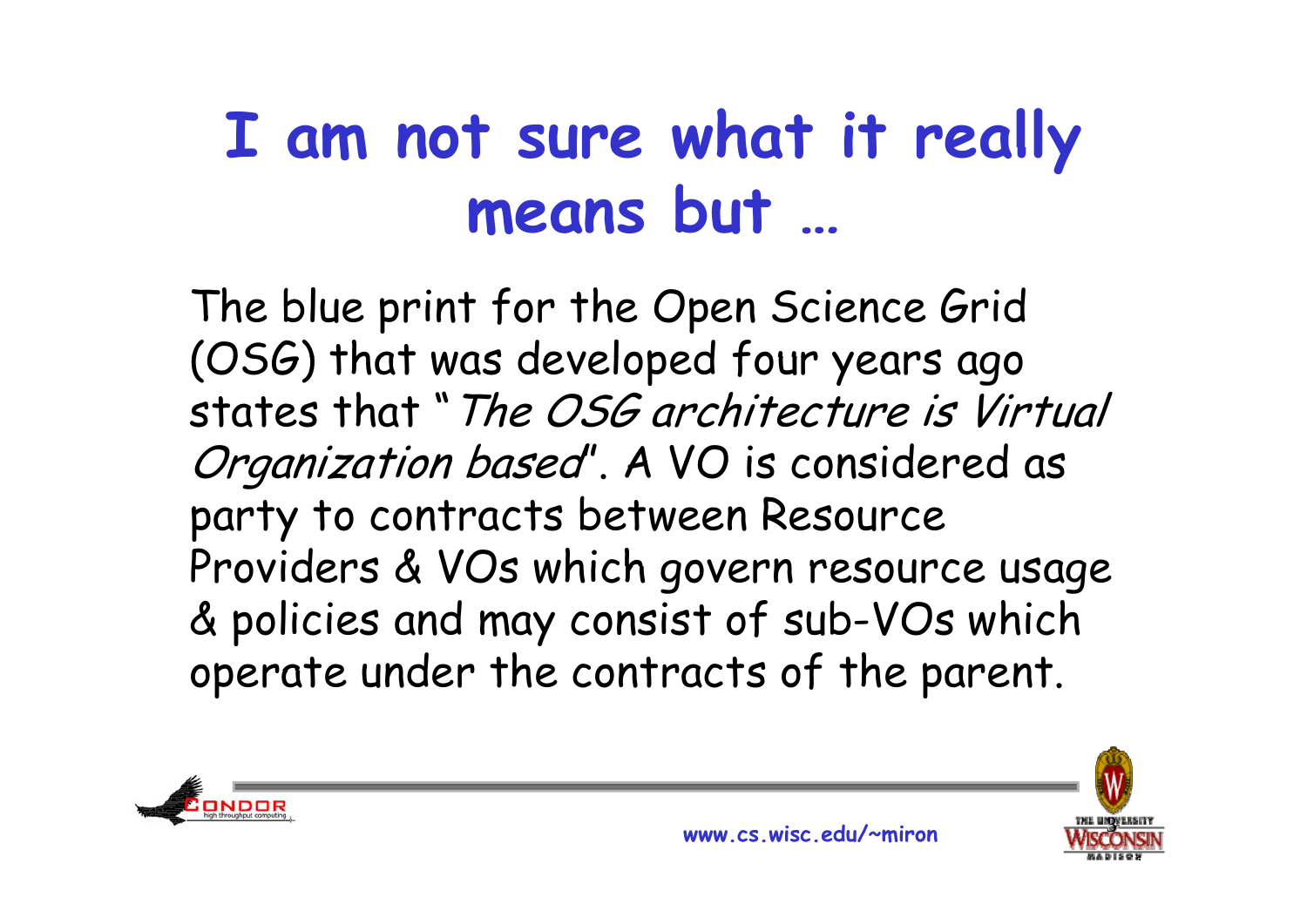# I am not sure what it really means but …

The blue print for the Open Science Grid (OSG) that was developed four years ago states that "*The OSG architecture is Virtual Organization based*". A VO is considered as party to contracts between Resource Providers & VOs which govern resource usage & policies and may consist of sub-VOs which operate under the contracts of the parent.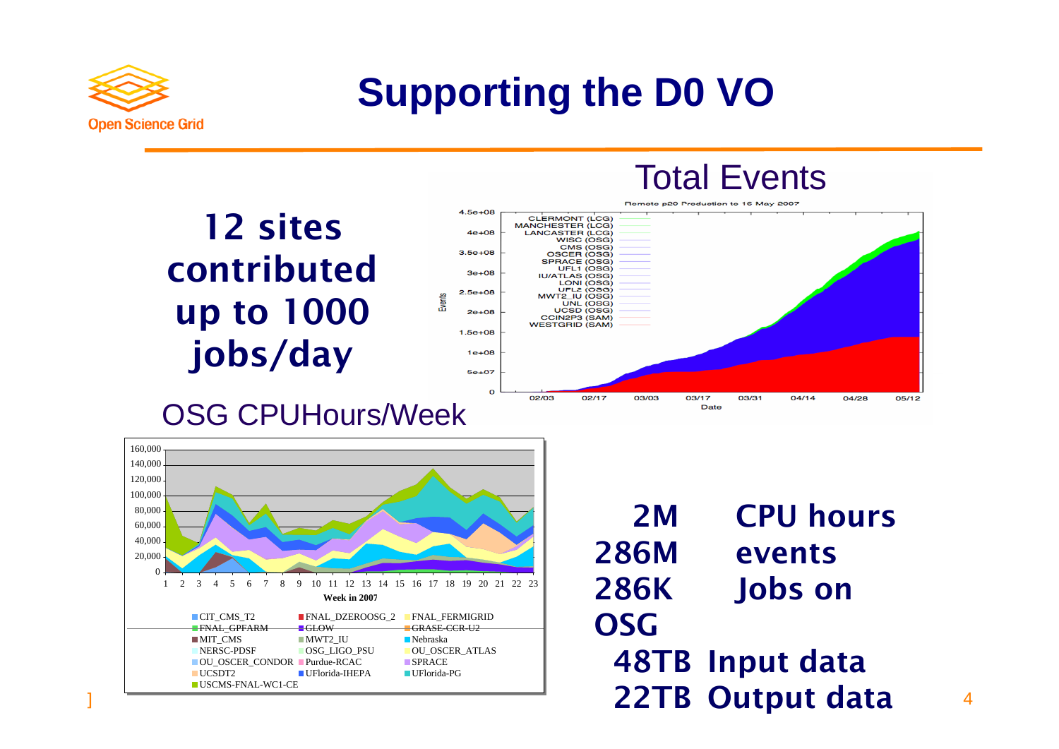# Supporting the D0 VO

**12 sites contributed up to 1000 jobs/day**

Total Events

OSG CPUHours/Week

**2M CPU hours**
**286M events**
**286K Jobs on OSG**
**48TB Input data**
**22TB Output data**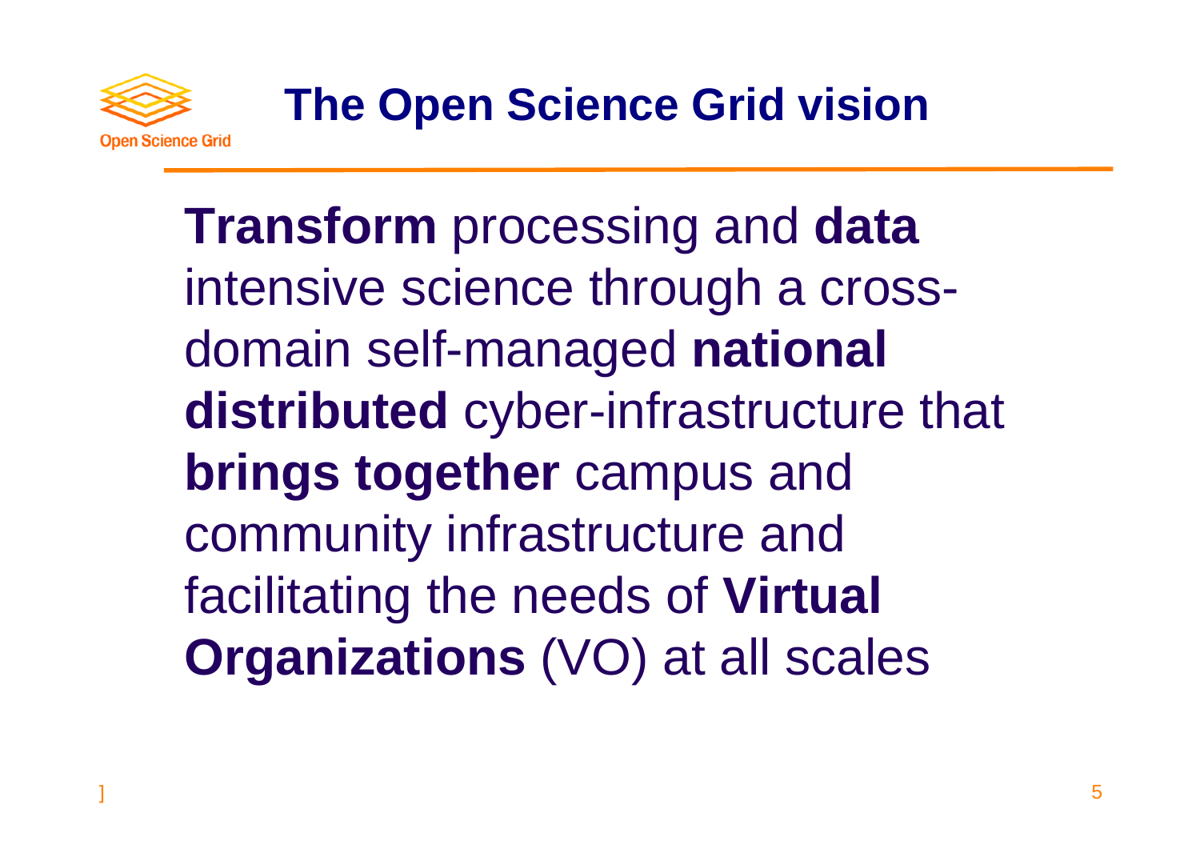# The Open Science Grid vision

**Transform** processing and **data** intensive science through a cross-domain self-managed **national distributed** cyber-infrastructure that **brings together** campus and community infrastructure and facilitating the needs of **Virtual Organizations** (VO) at all scales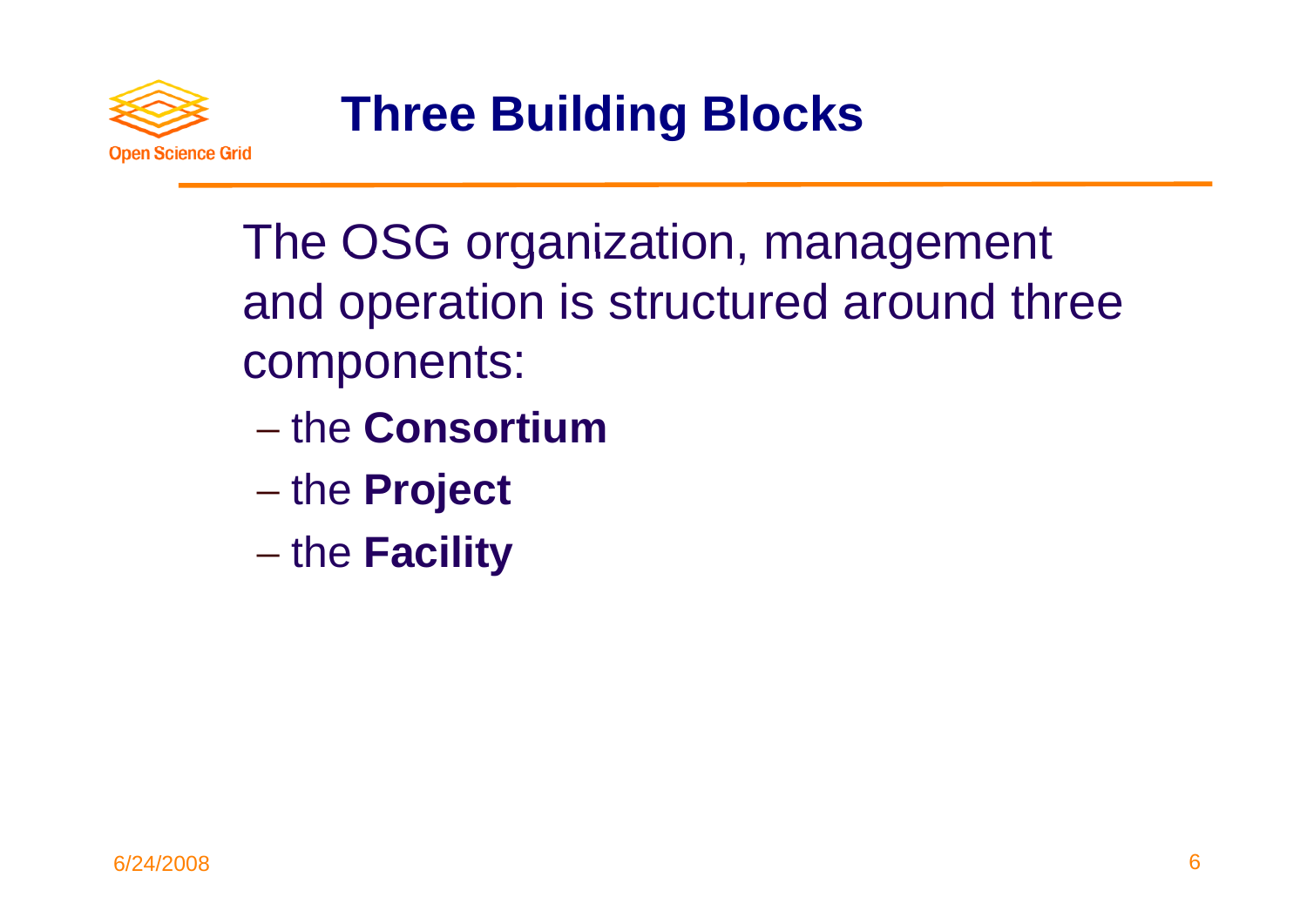# Three Building Blocks

The OSG organization, management and operation is structured around three components:

- the **Consortium**
- the **Project**
- the **Facility**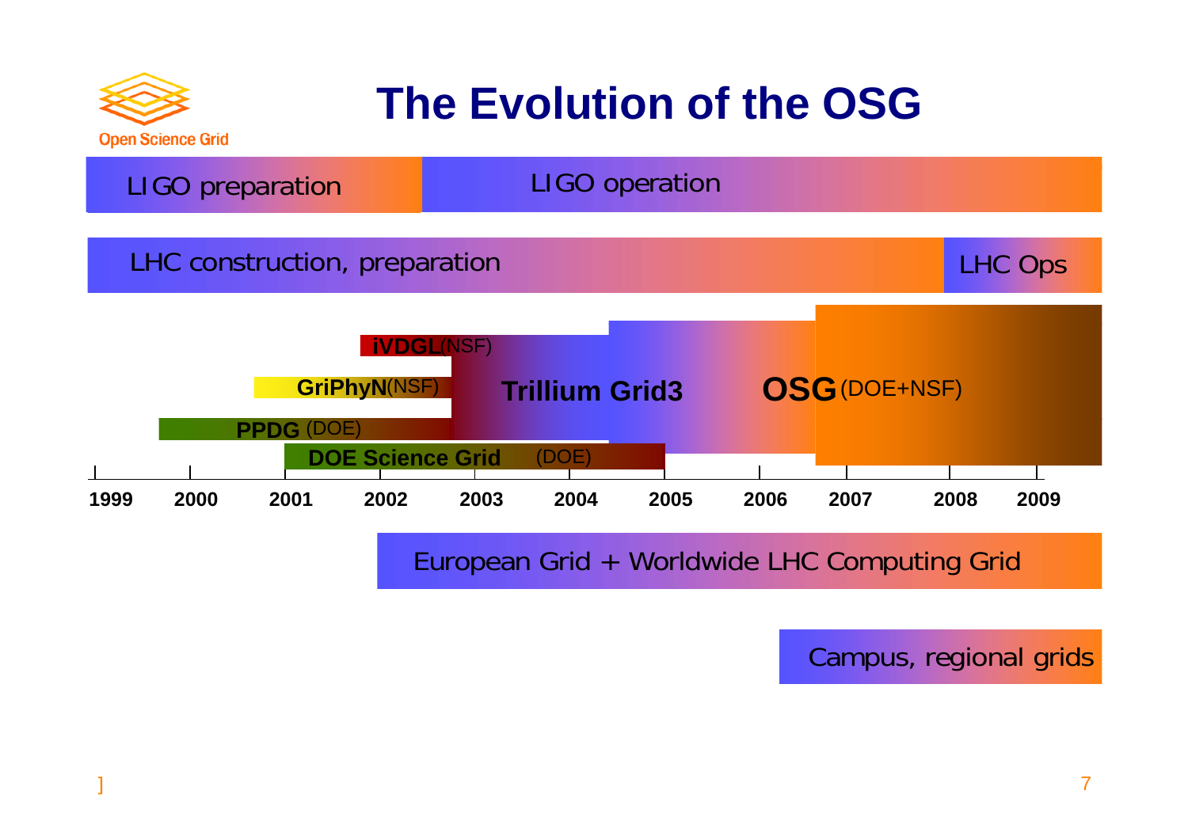# The Evolution of the OSG

LIGO preparation

LIGO operation

LHC construction, preparation

LHC Ops

iVDGL (NSF)

GriPhyN (NSF)

PPDG (DOE)

DOE Science Grid (DOE)

Trillium Grid3

OSG (DOE+NSF)

1999 2000 2001 2002 2003 2004 2005 2006 2007 2008 2009

European Grid + Worldwide LHC Computing Grid

Campus, regional grids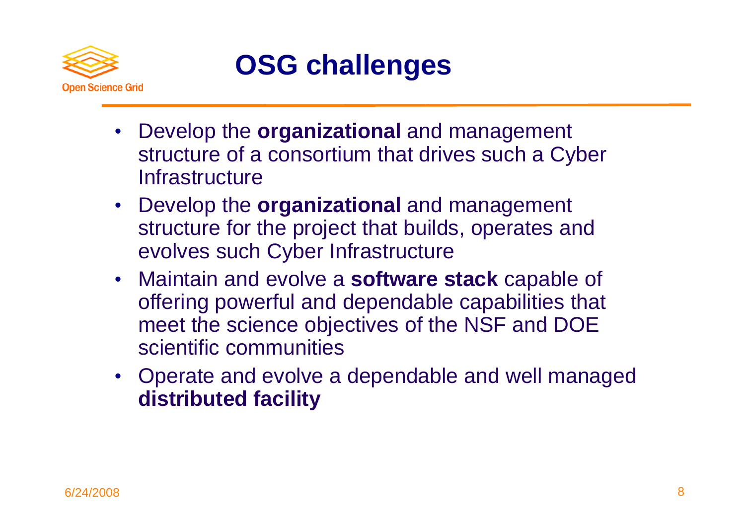# OSG challenges

- Develop the **organizational** and management structure of a consortium that drives such a Cyber Infrastructure
- Develop the **organizational** and management structure for the project that builds, operates and evolves such Cyber Infrastructure
- Maintain and evolve a **software stack** capable of offering powerful and dependable capabilities that meet the science objectives of the NSF and DOE scientific communities
- Operate and evolve a dependable and well managed **distributed facility**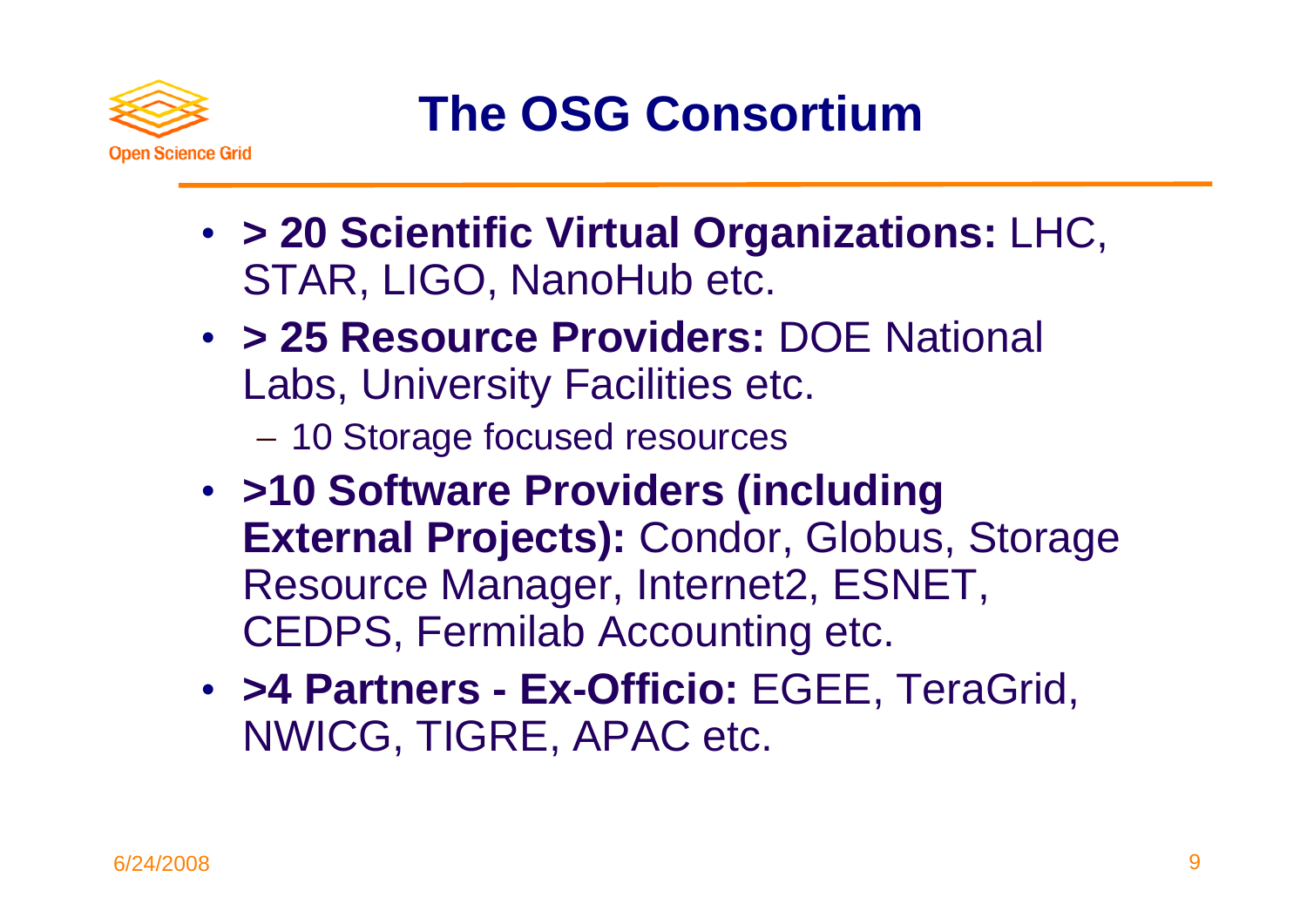# The OSG Consortium

- **> 20 Scientific Virtual Organizations:** LHC, STAR, LIGO, NanoHub etc.
- **> 25 Resource Providers:** DOE National Labs, University Facilities etc.
  - 10 Storage focused resources
- **>10 Software Providers (including External Projects):** Condor, Globus, Storage Resource Manager, Internet2, ESNET, CEDPS, Fermilab Accounting etc.
- **>4 Partners - Ex-Officio:** EGEE, TeraGrid, NWICG, TIGRE, APAC etc.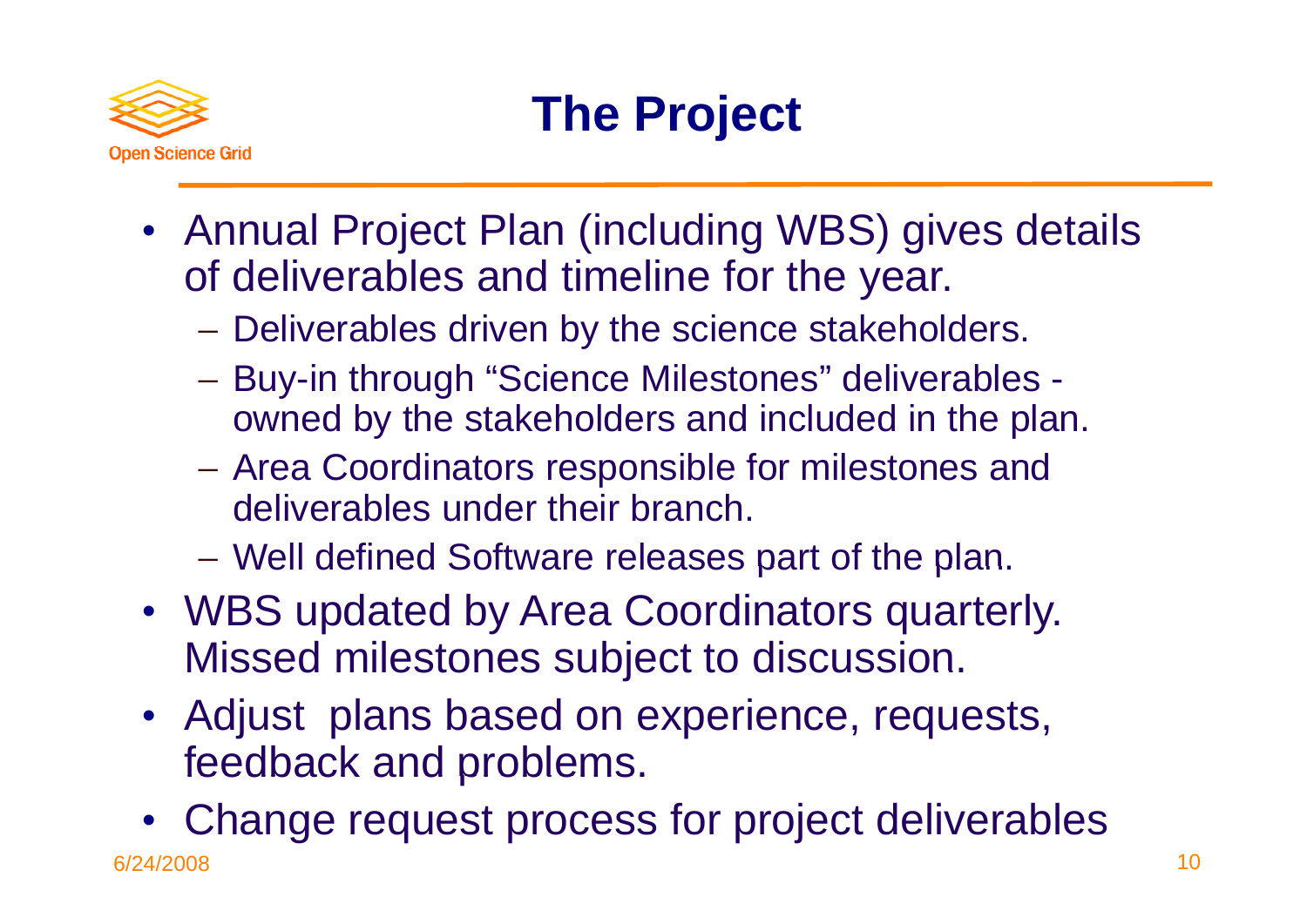# The Project

- Annual Project Plan (including WBS) gives details of deliverables and timeline for the year.
  - Deliverables driven by the science stakeholders.
  - Buy-in through "Science Milestones" deliverables - owned by the stakeholders and included in the plan.
  - Area Coordinators responsible for milestones and deliverables under their branch.
  - Well defined Software releases part of the plan.
- WBS updated by Area Coordinators quarterly. Missed milestones subject to discussion.
- Adjust plans based on experience, requests, feedback and problems.
- Change request process for project deliverables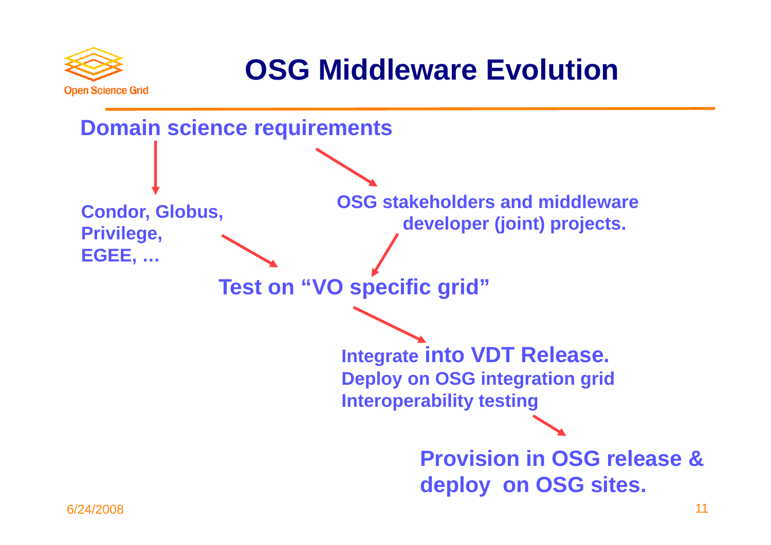# OSG Middleware Evolution

**Domain science requirements**

**Condor, Globus, Privilege, EGEE, …**

**OSG stakeholders and middleware developer (joint) projects.**

**Test on "VO specific grid"**

**Integrate into VDT Release.**
**Deploy on OSG integration grid**
**Interoperability testing**

**Provision in OSG release & deploy on OSG sites.**

6/24/2008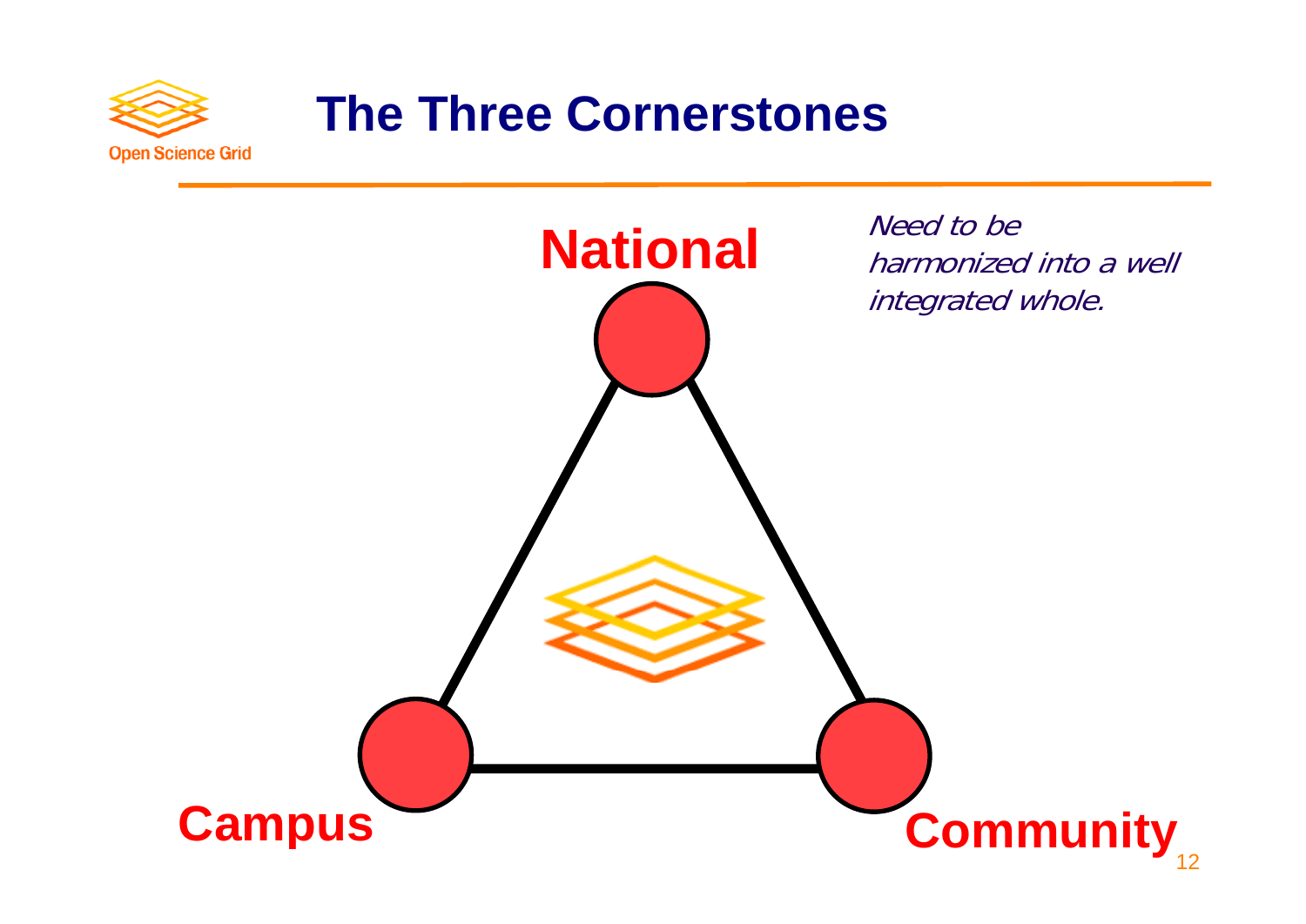# The Three Cornerstones

National

*Need to be harmonized into a well integrated whole.*

Campus

Community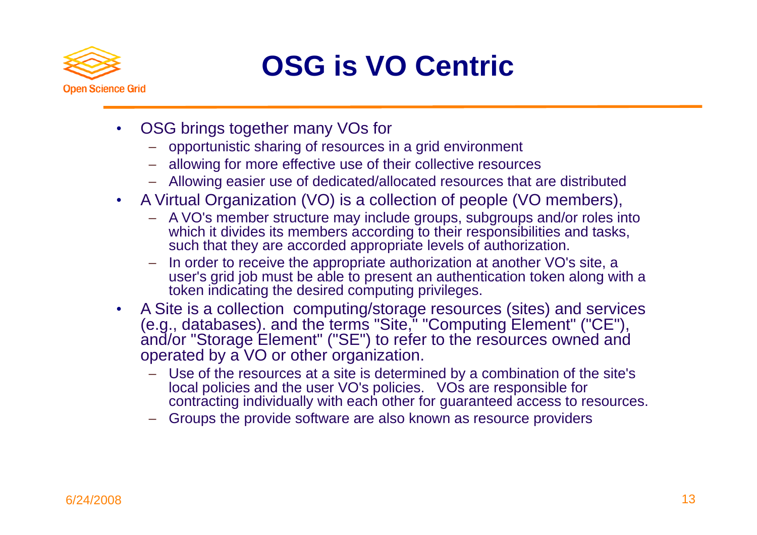# OSG is VO Centric

- OSG brings together many VOs for
  - opportunistic sharing of resources in a grid environment
  - allowing for more effective use of their collective resources
  - Allowing easier use of dedicated/allocated resources that are distributed
- A Virtual Organization (VO) is a collection of people (VO members),
  - A VO's member structure may include groups, subgroups and/or roles into which it divides its members according to their responsibilities and tasks, such that they are accorded appropriate levels of authorization.
  - In order to receive the appropriate authorization at another VO's site, a user's grid job must be able to present an authentication token along with a token indicating the desired computing privileges.
- A Site is a collection computing/storage resources (sites) and services (e.g., databases). and the terms "Site," "Computing Element" ("CE"), and/or "Storage Element" ("SE") to refer to the resources owned and operated by a VO or other organization.
  - Use of the resources at a site is determined by a combination of the site's local policies and the user VO's policies. VOs are responsible for contracting individually with each other for guaranteed access to resources.
  - Groups the provide software are also known as resource providers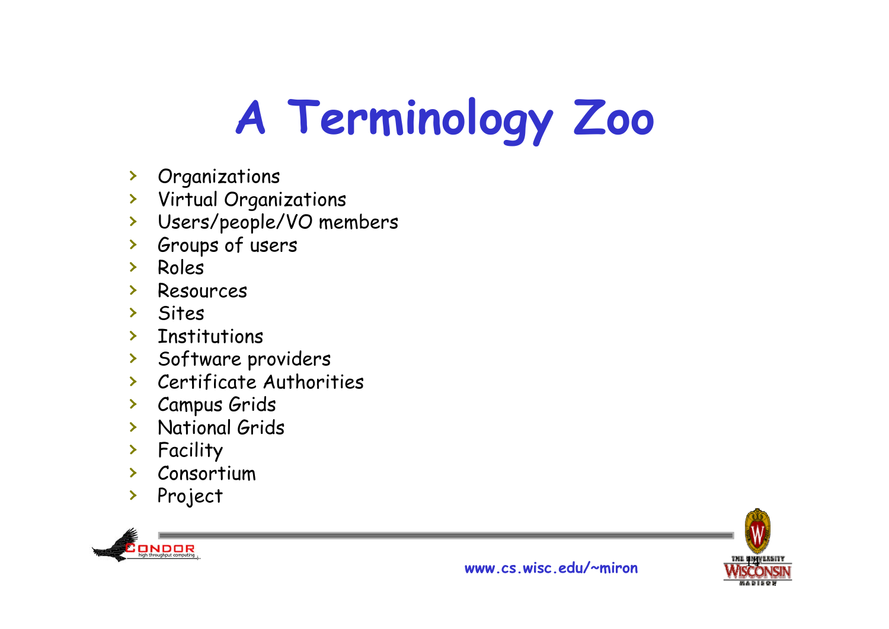# A Terminology Zoo

- Organizations
- Virtual Organizations
- Users/people/VO members
- Groups of users
- Roles
- Resources
- Sites
- Institutions
- Software providers
- Certificate Authorities
- Campus Grids
- National Grids
- Facility
- Consortium
- Project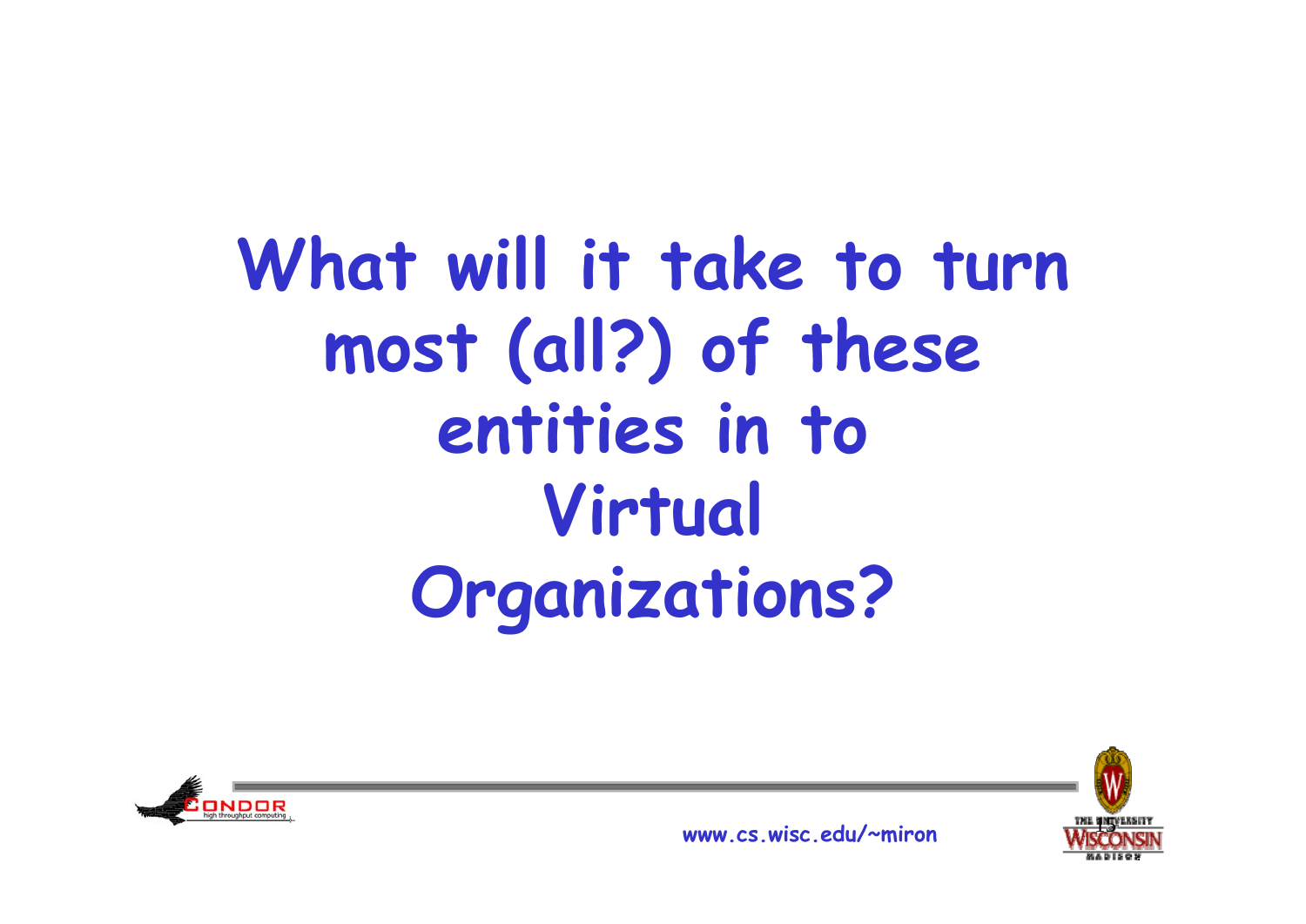# What will it take to turn most (all?) of these entities in to Virtual Organizations?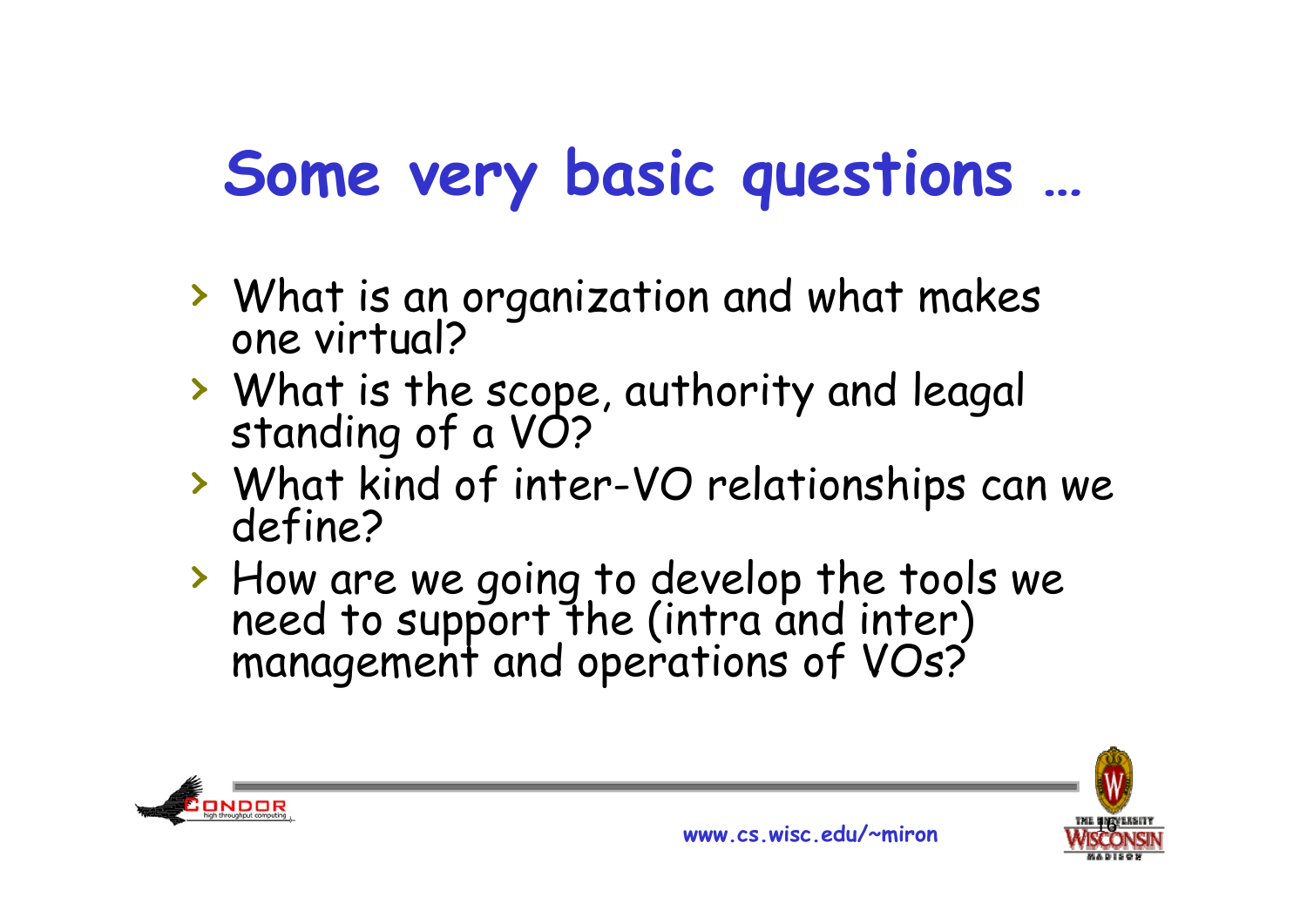# Some very basic questions …

- What is an organization and what makes one virtual?
- What is the scope, authority and leagal standing of a VO?
- What kind of inter-VO relationships can we define?
- How are we going to develop the tools we need to support the (intra and inter) management and operations of VOs?